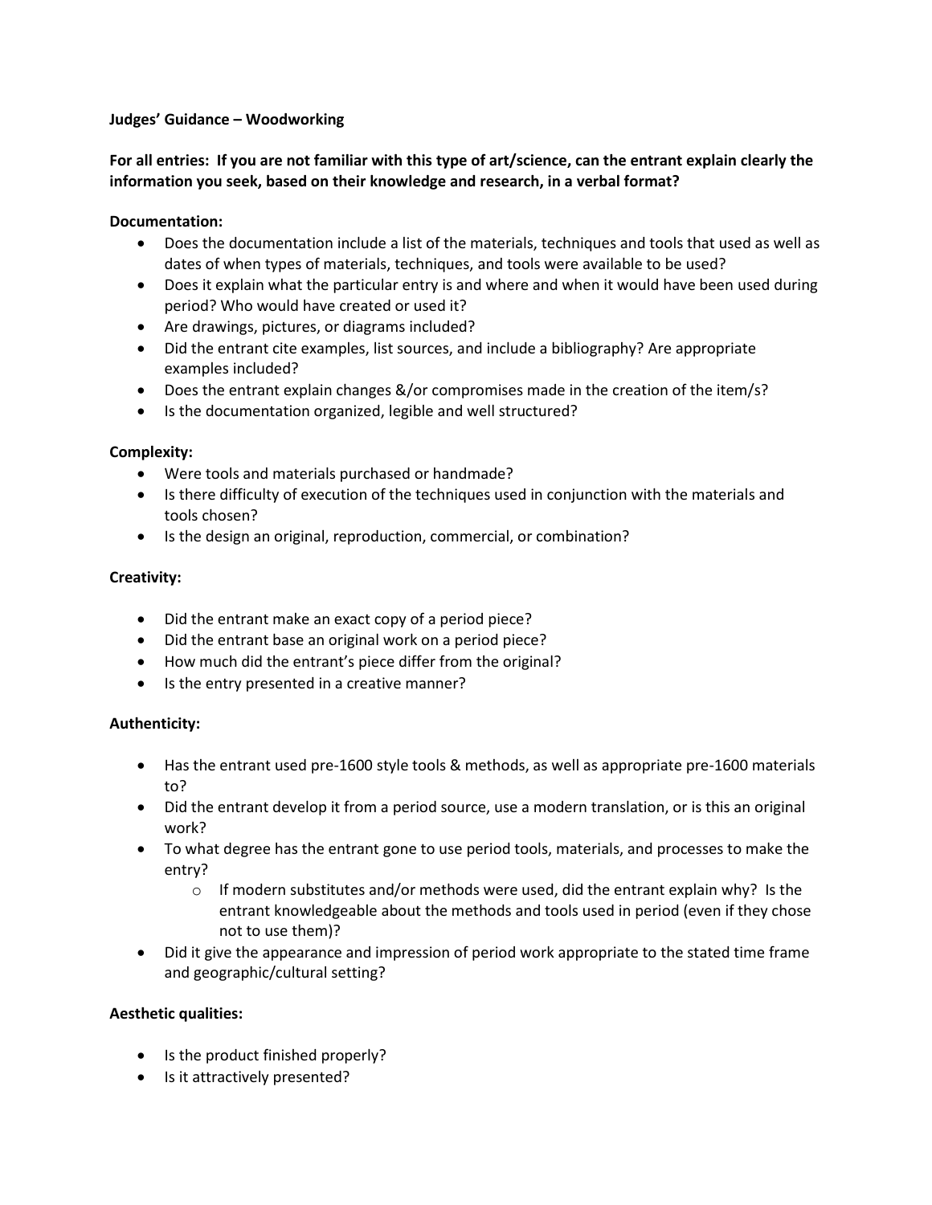**Judges' Guidance – Woodworking**

**For all entries: If you are not familiar with this type of art/science, can the entrant explain clearly the information you seek, based on their knowledge and research, in a verbal format?**

**Documentation:**

- Does the documentation include a list of the materials, techniques and tools that used as well as dates of when types of materials, techniques, and tools were available to be used?
- Does it explain what the particular entry is and where and when it would have been used during period? Who would have created or used it?
- Are drawings, pictures, or diagrams included?
- Did the entrant cite examples, list sources, and include a bibliography? Are appropriate examples included?
- Does the entrant explain changes &/or compromises made in the creation of the item/s?
- Is the documentation organized, legible and well structured?

**Complexity:**

- Were tools and materials purchased or handmade?
- Is there difficulty of execution of the techniques used in conjunction with the materials and tools chosen?
- Is the design an original, reproduction, commercial, or combination?

**Creativity:**

- Did the entrant make an exact copy of a period piece?
- Did the entrant base an original work on a period piece?
- How much did the entrant's piece differ from the original?
- Is the entry presented in a creative manner?

**Authenticity:**

- Has the entrant used pre-1600 style tools & methods, as well as appropriate pre-1600 materials to?
- Did the entrant develop it from a period source, use a modern translation, or is this an original work?
- To what degree has the entrant gone to use period tools, materials, and processes to make the entry?
  - If modern substitutes and/or methods were used, did the entrant explain why? Is the entrant knowledgeable about the methods and tools used in period (even if they chose not to use them)?
- Did it give the appearance and impression of period work appropriate to the stated time frame and geographic/cultural setting?

**Aesthetic qualities:**

- Is the product finished properly?
- Is it attractively presented?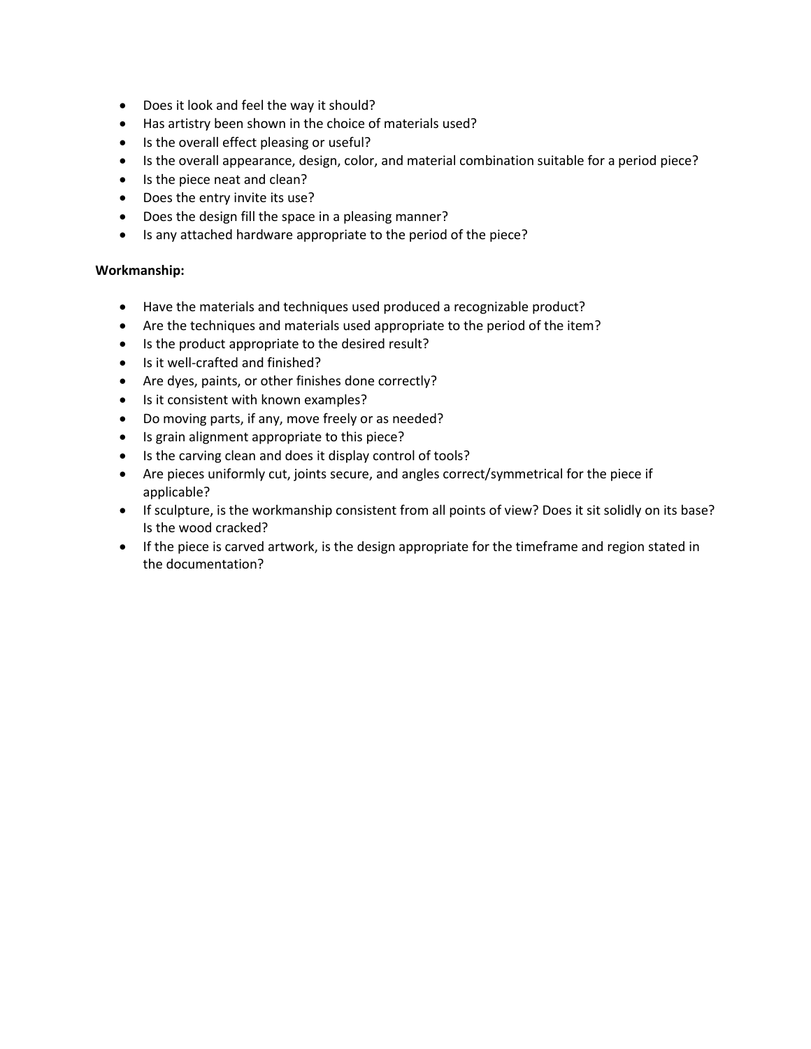- Does it look and feel the way it should?
- Has artistry been shown in the choice of materials used?
- Is the overall effect pleasing or useful?
- Is the overall appearance, design, color, and material combination suitable for a period piece?
- Is the piece neat and clean?
- Does the entry invite its use?
- Does the design fill the space in a pleasing manner?
- Is any attached hardware appropriate to the period of the piece?

**Workmanship:**

- Have the materials and techniques used produced a recognizable product?
- Are the techniques and materials used appropriate to the period of the item?
- Is the product appropriate to the desired result?
- Is it well-crafted and finished?
- Are dyes, paints, or other finishes done correctly?
- Is it consistent with known examples?
- Do moving parts, if any, move freely or as needed?
- Is grain alignment appropriate to this piece?
- Is the carving clean and does it display control of tools?
- Are pieces uniformly cut, joints secure, and angles correct/symmetrical for the piece if applicable?
- If sculpture, is the workmanship consistent from all points of view? Does it sit solidly on its base? Is the wood cracked?
- If the piece is carved artwork, is the design appropriate for the timeframe and region stated in the documentation?